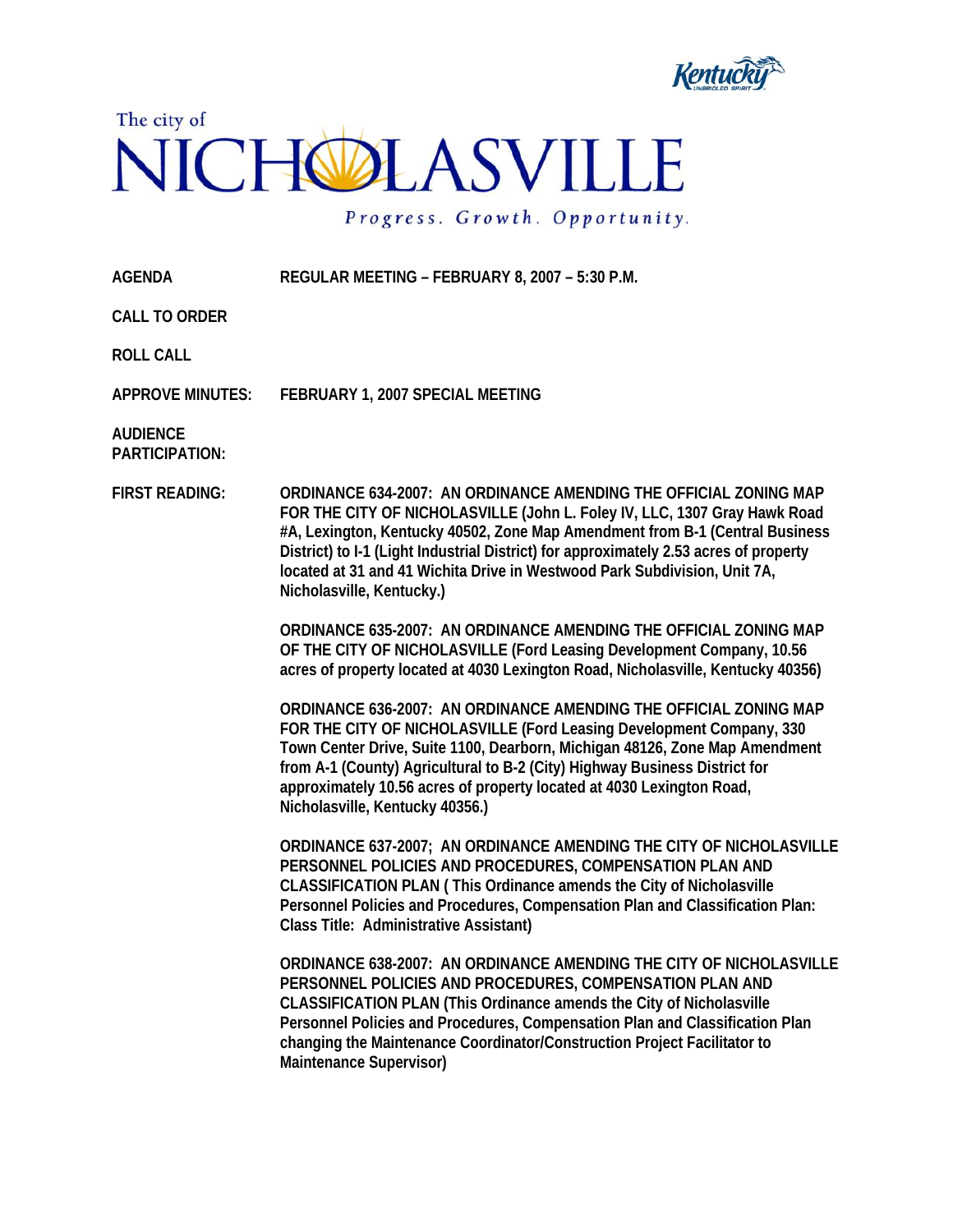The city of

# NICHOLASVILLE

*Progress. Growth. Opportunity.*

**AGENDA** **REGULAR MEETING – FEBRUARY 8, 2007 – 5:30 P.M.**

**CALL TO ORDER**

**ROLL CALL**

**APPROVE MINUTES:** **FEBRUARY 1, 2007 SPECIAL MEETING**

**AUDIENCE PARTICIPATION:**

**FIRST READING:**

**ORDINANCE 634-2007: AN ORDINANCE AMENDING THE OFFICIAL ZONING MAP FOR THE CITY OF NICHOLASVILLE (John L. Foley IV, LLC, 1307 Gray Hawk Road #A, Lexington, Kentucky 40502, Zone Map Amendment from B-1 (Central Business District) to I-1 (Light Industrial District) for approximately 2.53 acres of property located at 31 and 41 Wichita Drive in Westwood Park Subdivision, Unit 7A, Nicholasville, Kentucky.)**

**ORDINANCE 635-2007: AN ORDINANCE AMENDING THE OFFICIAL ZONING MAP OF THE CITY OF NICHOLASVILLE (Ford Leasing Development Company, 10.56 acres of property located at 4030 Lexington Road, Nicholasville, Kentucky 40356)**

**ORDINANCE 636-2007: AN ORDINANCE AMENDING THE OFFICIAL ZONING MAP FOR THE CITY OF NICHOLASVILLE (Ford Leasing Development Company, 330 Town Center Drive, Suite 1100, Dearborn, Michigan 48126, Zone Map Amendment from A-1 (County) Agricultural to B-2 (City) Highway Business District for approximately 10.56 acres of property located at 4030 Lexington Road, Nicholasville, Kentucky 40356.)**

**ORDINANCE 637-2007; AN ORDINANCE AMENDING THE CITY OF NICHOLASVILLE PERSONNEL POLICIES AND PROCEDURES, COMPENSATION PLAN AND CLASSIFICATION PLAN ( This Ordinance amends the City of Nicholasville Personnel Policies and Procedures, Compensation Plan and Classification Plan: Class Title: Administrative Assistant)**

**ORDINANCE 638-2007: AN ORDINANCE AMENDING THE CITY OF NICHOLASVILLE PERSONNEL POLICIES AND PROCEDURES, COMPENSATION PLAN AND CLASSIFICATION PLAN (This Ordinance amends the City of Nicholasville Personnel Policies and Procedures, Compensation Plan and Classification Plan changing the Maintenance Coordinator/Construction Project Facilitator to Maintenance Supervisor)**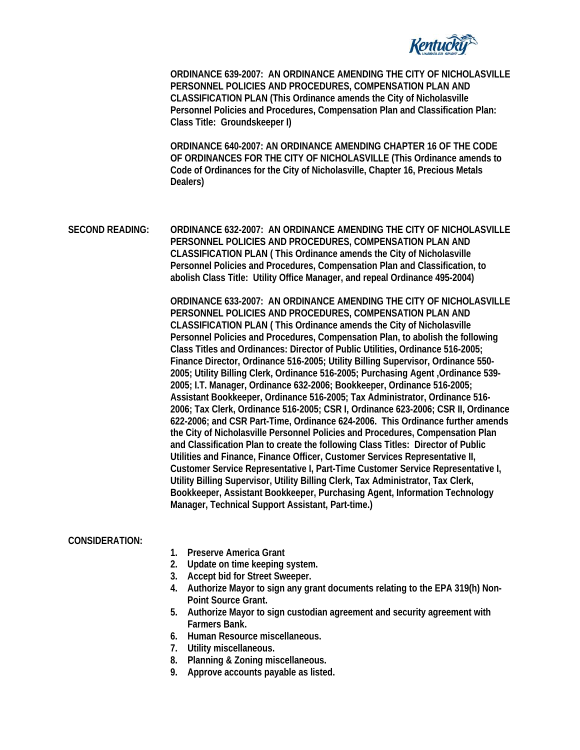**ORDINANCE 639-2007: AN ORDINANCE AMENDING THE CITY OF NICHOLASVILLE PERSONNEL POLICIES AND PROCEDURES, COMPENSATION PLAN AND CLASSIFICATION PLAN (This Ordinance amends the City of Nicholasville Personnel Policies and Procedures, Compensation Plan and Classification Plan: Class Title: Groundskeeper I)**

**ORDINANCE 640-2007: AN ORDINANCE AMENDING CHAPTER 16 OF THE CODE OF ORDINANCES FOR THE CITY OF NICHOLASVILLE (This Ordinance amends to Code of Ordinances for the City of Nicholasville, Chapter 16, Precious Metals Dealers)**

**SECOND READING:**

**ORDINANCE 632-2007: AN ORDINANCE AMENDING THE CITY OF NICHOLASVILLE PERSONNEL POLICIES AND PROCEDURES, COMPENSATION PLAN AND CLASSIFICATION PLAN ( This Ordinance amends the City of Nicholasville Personnel Policies and Procedures, Compensation Plan and Classification, to abolish Class Title: Utility Office Manager, and repeal Ordinance 495-2004)**

**ORDINANCE 633-2007: AN ORDINANCE AMENDING THE CITY OF NICHOLASVILLE PERSONNEL POLICIES AND PROCEDURES, COMPENSATION PLAN AND CLASSIFICATION PLAN ( This Ordinance amends the City of Nicholasville Personnel Policies and Procedures, Compensation Plan, to abolish the following Class Titles and Ordinances: Director of Public Utilities, Ordinance 516-2005; Finance Director, Ordinance 516-2005; Utility Billing Supervisor, Ordinance 550-2005; Utility Billing Clerk, Ordinance 516-2005; Purchasing Agent ,Ordinance 539-2005; I.T. Manager, Ordinance 632-2006; Bookkeeper, Ordinance 516-2005; Assistant Bookkeeper, Ordinance 516-2005; Tax Administrator, Ordinance 516-2006; Tax Clerk, Ordinance 516-2005; CSR I, Ordinance 623-2006; CSR II, Ordinance 622-2006; and CSR Part-Time, Ordinance 624-2006. This Ordinance further amends the City of Nicholasville Personnel Policies and Procedures, Compensation Plan and Classification Plan to create the following Class Titles: Director of Public Utilities and Finance, Finance Officer, Customer Services Representative II, Customer Service Representative I, Part-Time Customer Service Representative I, Utility Billing Supervisor, Utility Billing Clerk, Tax Administrator, Tax Clerk, Bookkeeper, Assistant Bookkeeper, Purchasing Agent, Information Technology Manager, Technical Support Assistant, Part-time.)**

**CONSIDERATION:**

1. **Preserve America Grant**
2. **Update on time keeping system.**
3. **Accept bid for Street Sweeper.**
4. **Authorize Mayor to sign any grant documents relating to the EPA 319(h) Non-Point Source Grant.**
5. **Authorize Mayor to sign custodian agreement and security agreement with Farmers Bank.**
6. **Human Resource miscellaneous.**
7. **Utility miscellaneous.**
8. **Planning & Zoning miscellaneous.**
9. **Approve accounts payable as listed.**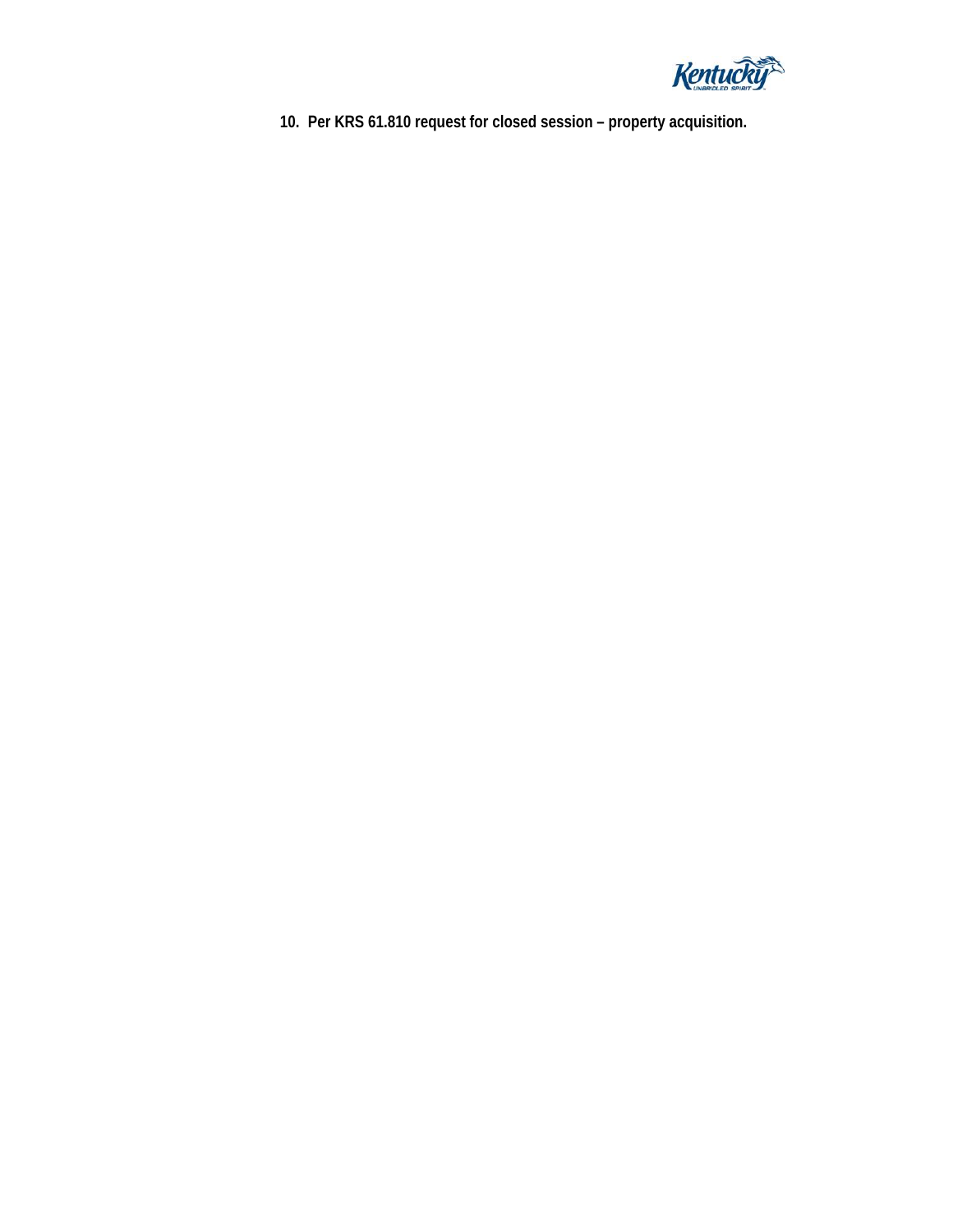**10. Per KRS 61.810 request for closed session – property acquisition.**